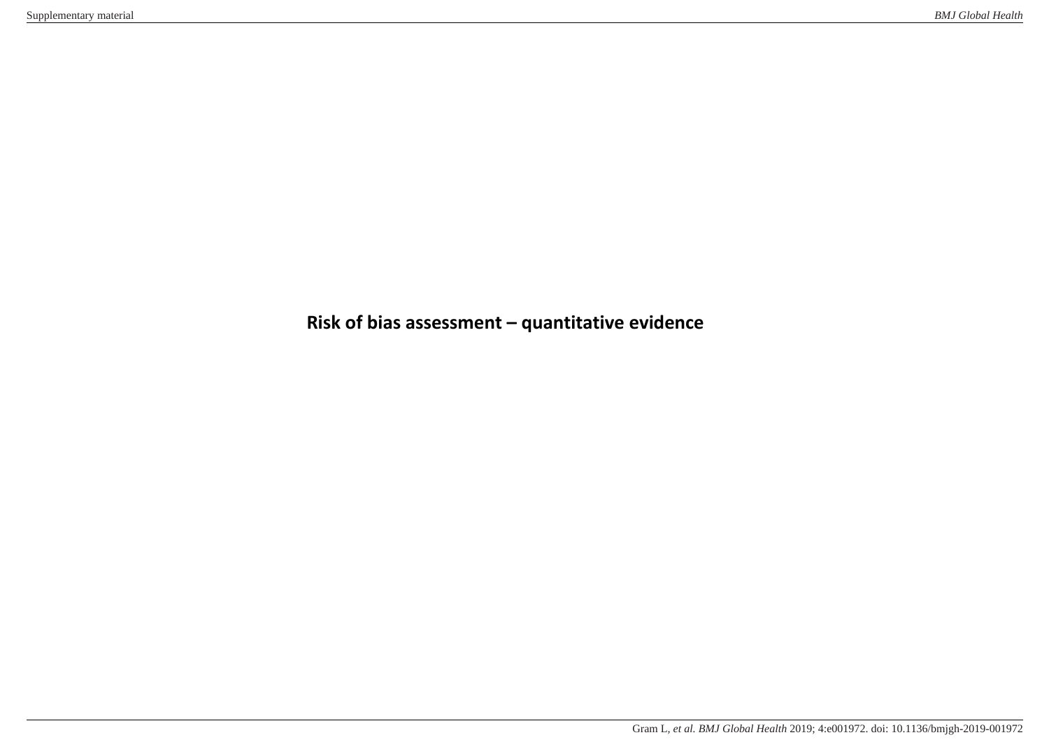# Risk of bias assessment – quantitative evidence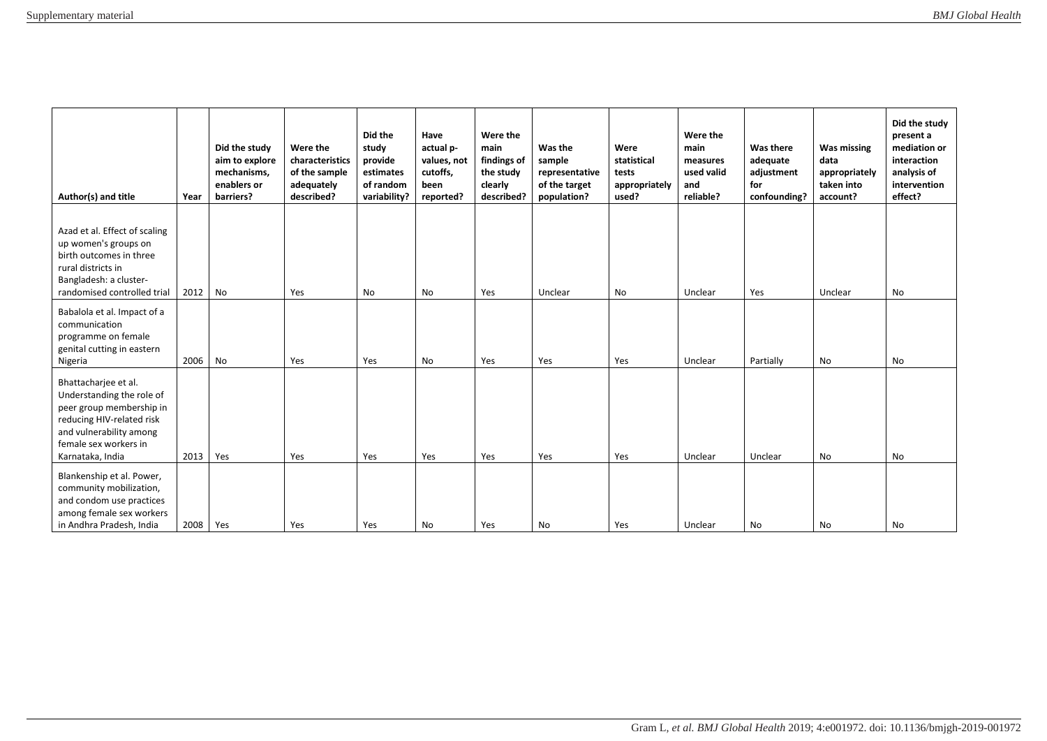| Author(s) and title | Year | Did the study aim to explore mechanisms, enablers or barriers? | Were the characteristics of the sample adequately described? | Did the study provide estimates of random variability? | Have actual p-values, not cutoffs, been reported? | Were the main findings of the study clearly described? | Was the sample representative of the target population? | Were statistical tests appropriately used? | Were the main measures used valid and reliable? | Was there adequate adjustment for confounding? | Was missing data appropriately taken into account? | Did the study present a mediation or interaction analysis of intervention effect? |
|---|---|---|---|---|---|---|---|---|---|---|---|---|
| Azad et al. Effect of scaling up women's groups on birth outcomes in three rural districts in Bangladesh: a cluster-randomised controlled trial | 2012 | No | Yes | No | No | Yes | Unclear | No | Unclear | Yes | Unclear | No |
| Babalola et al. Impact of a communication programme on female genital cutting in eastern Nigeria | 2006 | No | Yes | Yes | No | Yes | Yes | Yes | Unclear | Partially | No | No |
| Bhattacharjee et al. Understanding the role of peer group membership in reducing HIV-related risk and vulnerability among female sex workers in Karnataka, India | 2013 | Yes | Yes | Yes | Yes | Yes | Yes | Yes | Unclear | Unclear | No | No |
| Blankenship et al. Power, community mobilization, and condom use practices among female sex workers in Andhra Pradesh, India | 2008 | Yes | Yes | Yes | No | Yes | No | Yes | Unclear | No | No | No |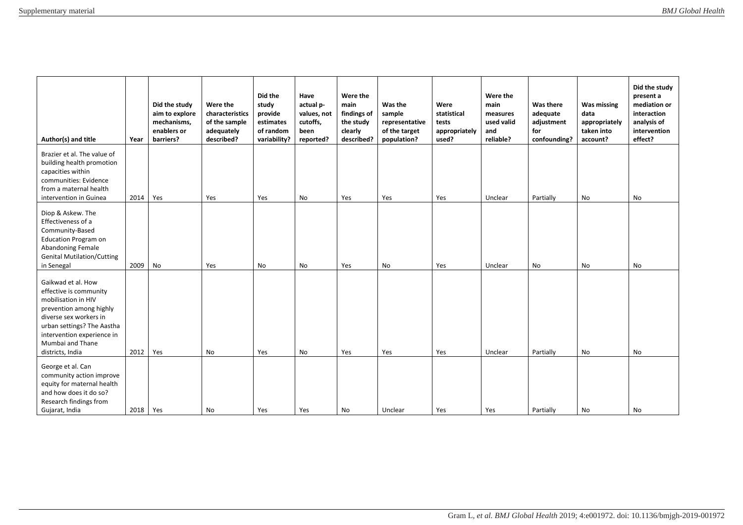| Author(s) and title | Year | Did the study aim to explore mechanisms, enablers or barriers? | Were the characteristics of the sample adequately described? | Did the study provide estimates of random variability? | Have actual p-values, not cutoffs, been reported? | Were the main findings of the study clearly described? | Was the sample representative of the target population? | Were statistical tests appropriately used? | Were the main measures used valid and reliable? | Was there adequate adjustment for confounding? | Was missing data appropriately taken into account? | Did the study present a mediation or interaction analysis of intervention effect? |
|---|---|---|---|---|---|---|---|---|---|---|---|---|
| Brazier et al. The value of building health promotion capacities within communities: Evidence from a maternal health intervention in Guinea | 2014 | Yes | Yes | Yes | No | Yes | Yes | Yes | Unclear | Partially | No | No |
| Diop & Askew. The Effectiveness of a Community-Based Education Program on Abandoning Female Genital Mutilation/Cutting in Senegal | 2009 | No | Yes | No | No | Yes | No | Yes | Unclear | No | No | No |
| Gaikwad et al. How effective is community mobilisation in HIV prevention among highly diverse sex workers in urban settings? The Aastha intervention experience in Mumbai and Thane districts, India | 2012 | Yes | No | Yes | No | Yes | Yes | Yes | Unclear | Partially | No | No |
| George et al. Can community action improve equity for maternal health and how does it do so? Research findings from Gujarat, India | 2018 | Yes | No | Yes | Yes | No | Unclear | Yes | Yes | Partially | No | No |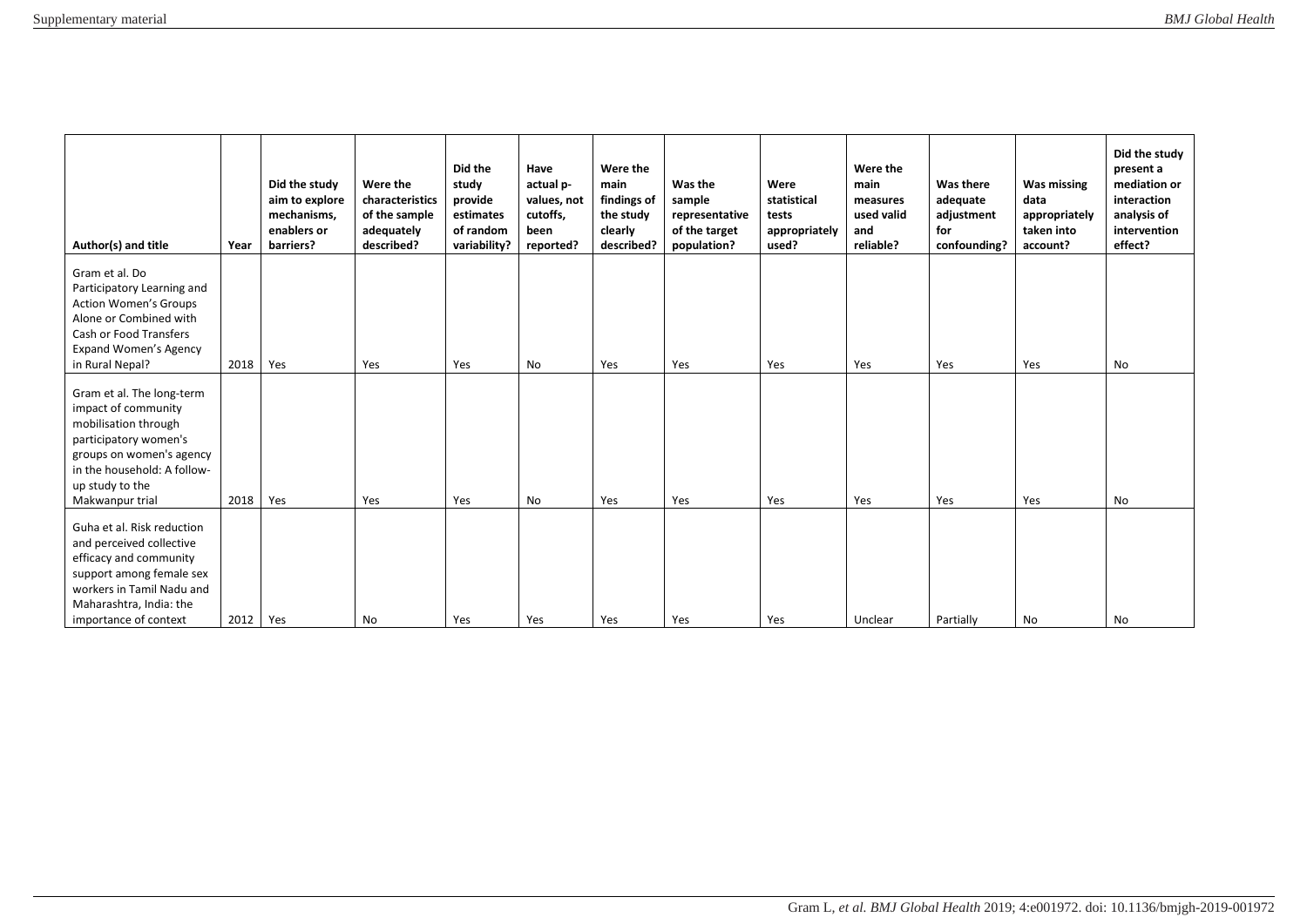| Author(s) and title | Year | Did the study aim to explore mechanisms, enablers or barriers? | Were the characteristics of the sample adequately described? | Did the study provide estimates of random variability? | Have actual p-values, not cutoffs, been reported? | Were the main findings of the study clearly described? | Was the sample representative of the target population? | Were statistical tests appropriately used? | Were the main measures used valid and reliable? | Was there adequate adjustment for confounding? | Was missing data appropriately taken into account? | Did the study present a mediation or interaction analysis of intervention effect? |
|---|---|---|---|---|---|---|---|---|---|---|---|---|
| Gram et al. Do Participatory Learning and Action Women's Groups Alone or Combined with Cash or Food Transfers Expand Women's Agency in Rural Nepal? | 2018 | Yes | Yes | Yes | No | Yes | Yes | Yes | Yes | Yes | Yes | No |
| Gram et al. The long-term impact of community mobilisation through participatory women's groups on women's agency in the household: A follow-up study to the Makwanpur trial | 2018 | Yes | Yes | Yes | No | Yes | Yes | Yes | Yes | Yes | Yes | No |
| Guha et al. Risk reduction and perceived collective efficacy and community support among female sex workers in Tamil Nadu and Maharashtra, India: the importance of context | 2012 | Yes | No | Yes | Yes | Yes | Yes | Yes | Unclear | Partially | No | No |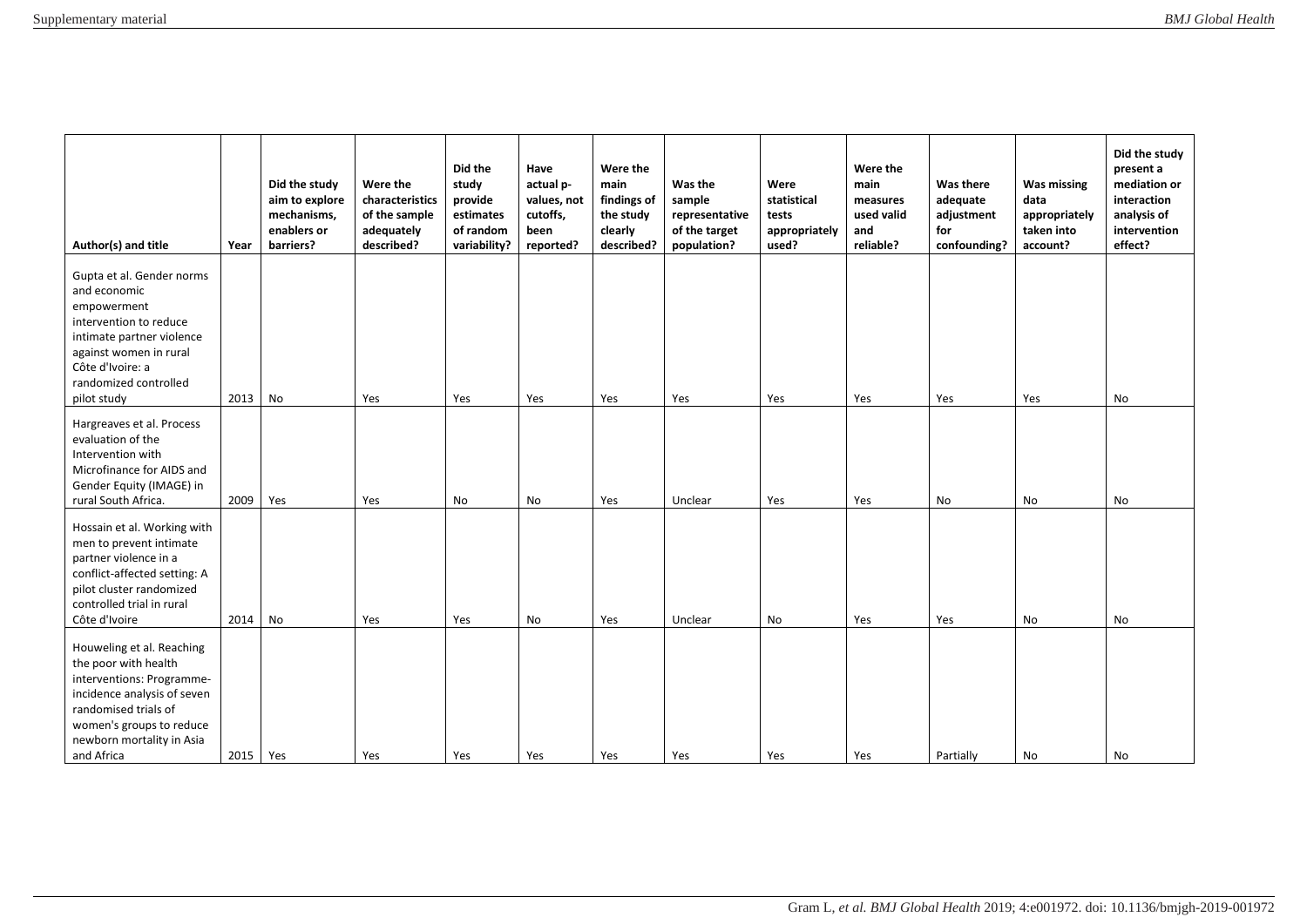| Author(s) and title | Year | Did the study aim to explore mechanisms, enablers or barriers? | Were the characteristics of the sample adequately described? | Did the study provide estimates of random variability? | Have actual p-values, not cutoffs, been reported? | Were the main findings of the study clearly described? | Was the sample representative of the target population? | Were statistical tests appropriately used? | Were the main measures used valid and reliable? | Was there adequate adjustment for confounding? | Was missing data appropriately taken into account? | Did the study present a mediation or interaction analysis of intervention effect? |
|---|---|---|---|---|---|---|---|---|---|---|---|---|
| Gupta et al. Gender norms and economic empowerment intervention to reduce intimate partner violence against women in rural Côte d'Ivoire: a randomized controlled pilot study | 2013 | No | Yes | Yes | Yes | Yes | Yes | Yes | Yes | Yes | Yes | No |
| Hargreaves et al. Process evaluation of the Intervention with Microfinance for AIDS and Gender Equity (IMAGE) in rural South Africa. | 2009 | Yes | Yes | No | No | Yes | Unclear | Yes | Yes | No | No | No |
| Hossain et al. Working with men to prevent intimate partner violence in a conflict-affected setting: A pilot cluster randomized controlled trial in rural Côte d'Ivoire | 2014 | No | Yes | Yes | No | Yes | Unclear | No | Yes | Yes | No | No |
| Houweling et al. Reaching the poor with health interventions: Programme-incidence analysis of seven randomised trials of women's groups to reduce newborn mortality in Asia and Africa | 2015 | Yes | Yes | Yes | Yes | Yes | Yes | Yes | Yes | Partially | No | No |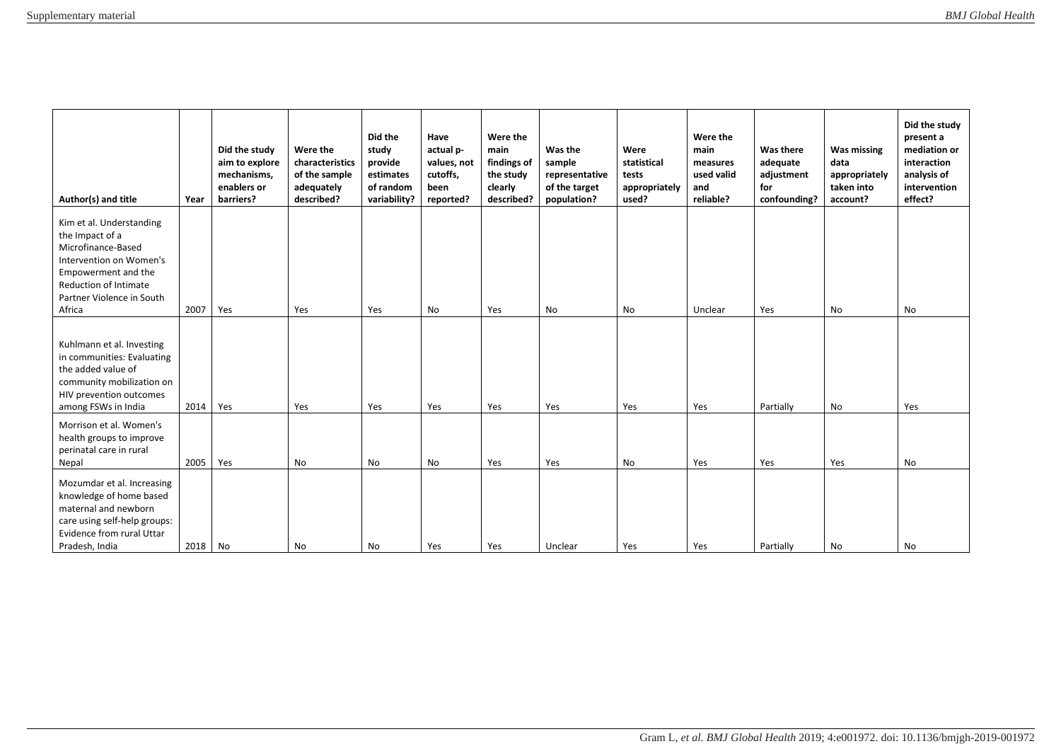| Author(s) and title | Year | Did the study aim to explore mechanisms, enablers or barriers? | Were the characteristics of the sample adequately described? | Did the study provide estimates of random variability? | Have actual p-values, not cutoffs, been reported? | Were the main findings of the study clearly described? | Was the sample representative of the target population? | Were statistical tests appropriately used? | Were the main measures used valid and reliable? | Was there adequate adjustment for confounding? | Was missing data appropriately taken into account? | Did the study present a mediation or interaction analysis of intervention effect? |
|---|---|---|---|---|---|---|---|---|---|---|---|---|
| Kim et al. Understanding the Impact of a Microfinance-Based Intervention on Women's Empowerment and the Reduction of Intimate Partner Violence in South Africa | 2007 | Yes | Yes | Yes | No | Yes | No | No | Unclear | Yes | No | No |
| Kuhlmann et al. Investing in communities: Evaluating the added value of community mobilization on HIV prevention outcomes among FSWs in India | 2014 | Yes | Yes | Yes | Yes | Yes | Yes | Yes | Yes | Partially | No | Yes |
| Morrison et al. Women's health groups to improve perinatal care in rural Nepal | 2005 | Yes | No | No | No | Yes | Yes | No | Yes | Yes | Yes | No |
| Mozumdar et al. Increasing knowledge of home based maternal and newborn care using self-help groups: Evidence from rural Uttar Pradesh, India | 2018 | No | No | No | Yes | Yes | Unclear | Yes | Yes | Partially | No | No |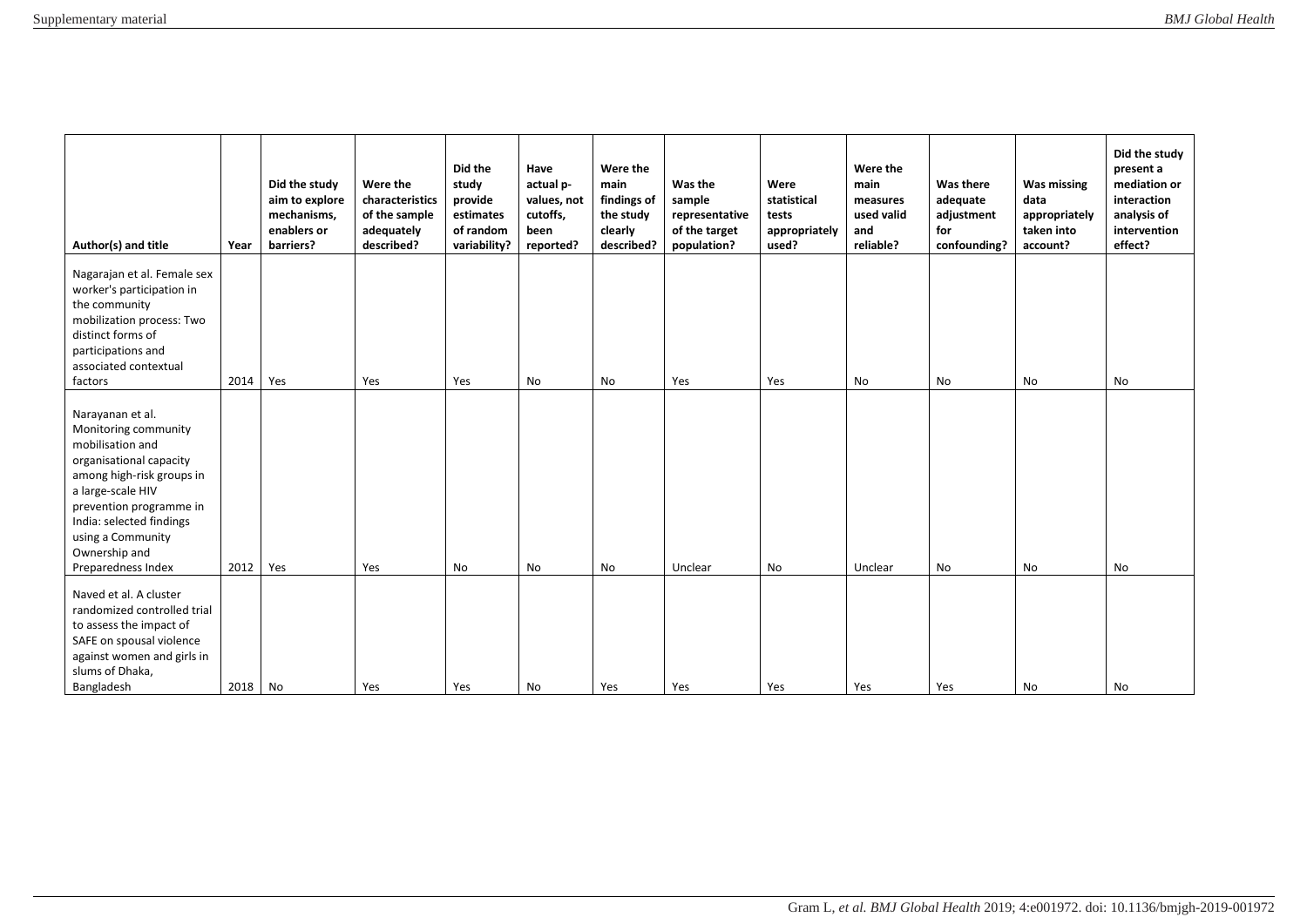| Author(s) and title | Year | Did the study aim to explore mechanisms, enablers or barriers? | Were the characteristics of the sample adequately described? | Did the study provide estimates of random variability? | Have actual p-values, not cutoffs, been reported? | Were the main findings of the study clearly described? | Was the sample representative of the target population? | Were statistical tests appropriately used? | Were the main measures used valid and reliable? | Was there adequate adjustment for confounding? | Was missing data appropriately taken into account? | Did the study present a mediation or interaction analysis of intervention effect? |
|---|---|---|---|---|---|---|---|---|---|---|---|---|
| Nagarajan et al. Female sex worker's participation in the community mobilization process: Two distinct forms of participations and associated contextual factors | 2014 | Yes | Yes | Yes | No | No | Yes | Yes | No | No | No | No |
| Narayanan et al. Monitoring community mobilisation and organisational capacity among high-risk groups in a large-scale HIV prevention programme in India: selected findings using a Community Ownership and Preparedness Index | 2012 | Yes | Yes | No | No | No | Unclear | No | Unclear | No | No | No |
| Naved et al. A cluster randomized controlled trial to assess the impact of SAFE on spousal violence against women and girls in slums of Dhaka, Bangladesh | 2018 | No | Yes | Yes | No | Yes | Yes | Yes | Yes | Yes | No | No |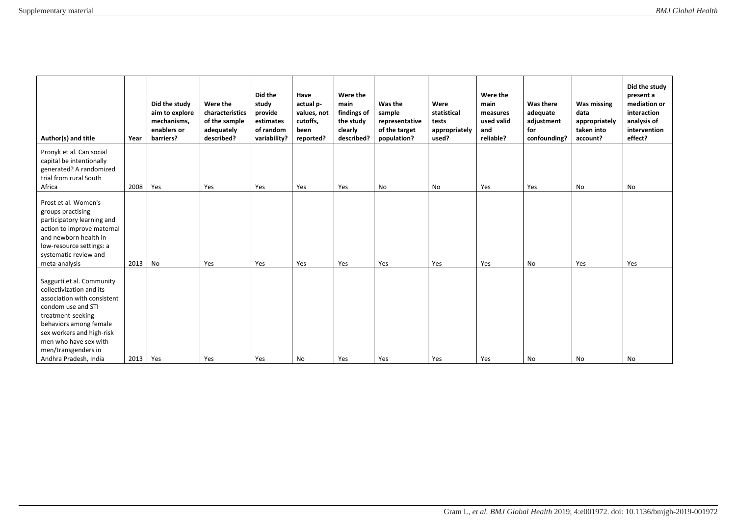| Author(s) and title | Year | Did the study aim to explore mechanisms, enablers or barriers? | Were the characteristics of the sample adequately described? | Did the study provide estimates of random variability? | Have actual p-values, not cutoffs, been reported? | Were the main findings of the study clearly described? | Was the sample representative of the target population? | Were statistical tests appropriately used? | Were the main measures used valid and reliable? | Was there adequate adjustment for confounding? | Was missing data appropriately taken into account? | Did the study present a mediation or interaction analysis of intervention effect? |
|---|---|---|---|---|---|---|---|---|---|---|---|---|
| Pronyk et al. Can social capital be intentionally generated? A randomized trial from rural South Africa | 2008 | Yes | Yes | Yes | Yes | Yes | No | No | Yes | Yes | No | No |
| Prost et al. Women's groups practising participatory learning and action to improve maternal and newborn health in low-resource settings: a systematic review and meta-analysis | 2013 | No | Yes | Yes | Yes | Yes | Yes | Yes | Yes | No | Yes | Yes |
| Saggurti et al. Community collectivization and its association with consistent condom use and STI treatment-seeking behaviors among female sex workers and high-risk men who have sex with men/transgenders in Andhra Pradesh, India | 2013 | Yes | Yes | Yes | No | Yes | Yes | Yes | Yes | No | No | No |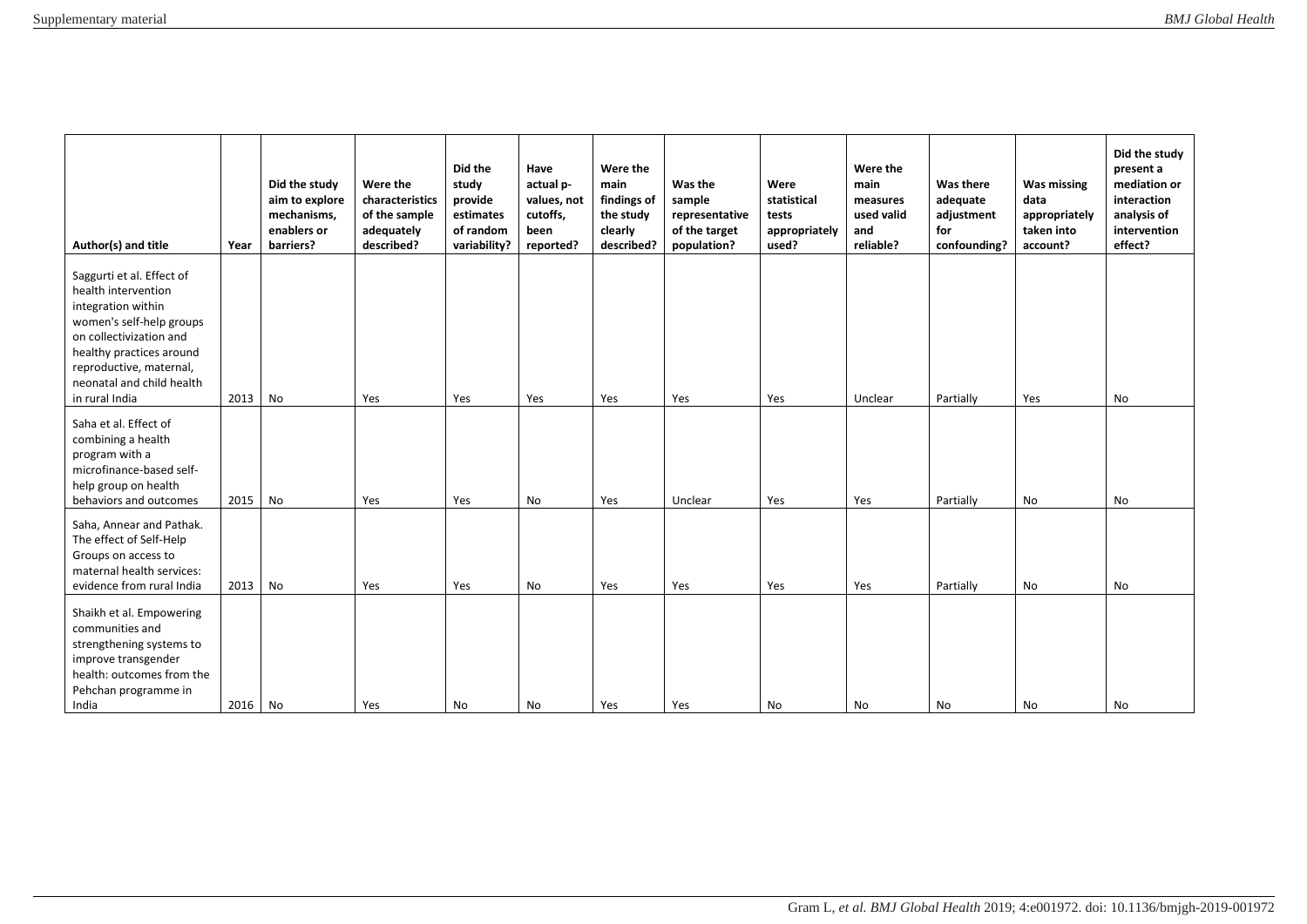| Author(s) and title | Year | Did the study aim to explore mechanisms, enablers or barriers? | Were the characteristics of the sample adequately described? | Did the study provide estimates of random variability? | Have actual p-values, not cutoffs, been reported? | Were the main findings of the study clearly described? | Was the sample representative of the target population? | Were statistical tests appropriately used? | Were the main measures used valid and reliable? | Was there adequate adjustment for confounding? | Was missing data appropriately taken into account? | Did the study present a mediation or interaction analysis of intervention effect? |
|---|---|---|---|---|---|---|---|---|---|---|---|---|
| Saggurti et al. Effect of health intervention integration within women's self-help groups on collectivization and healthy practices around reproductive, maternal, neonatal and child health in rural India | 2013 | No | Yes | Yes | Yes | Yes | Yes | Yes | Unclear | Partially | Yes | No |
| Saha et al. Effect of combining a health program with a microfinance-based self-help group on health behaviors and outcomes | 2015 | No | Yes | Yes | No | Yes | Unclear | Yes | Yes | Partially | No | No |
| Saha, Annear and Pathak. The effect of Self-Help Groups on access to maternal health services: evidence from rural India | 2013 | No | Yes | Yes | No | Yes | Yes | Yes | Yes | Partially | No | No |
| Shaikh et al. Empowering communities and strengthening systems to improve transgender health: outcomes from the Pehchan programme in India | 2016 | No | Yes | No | No | Yes | Yes | No | No | No | No | No |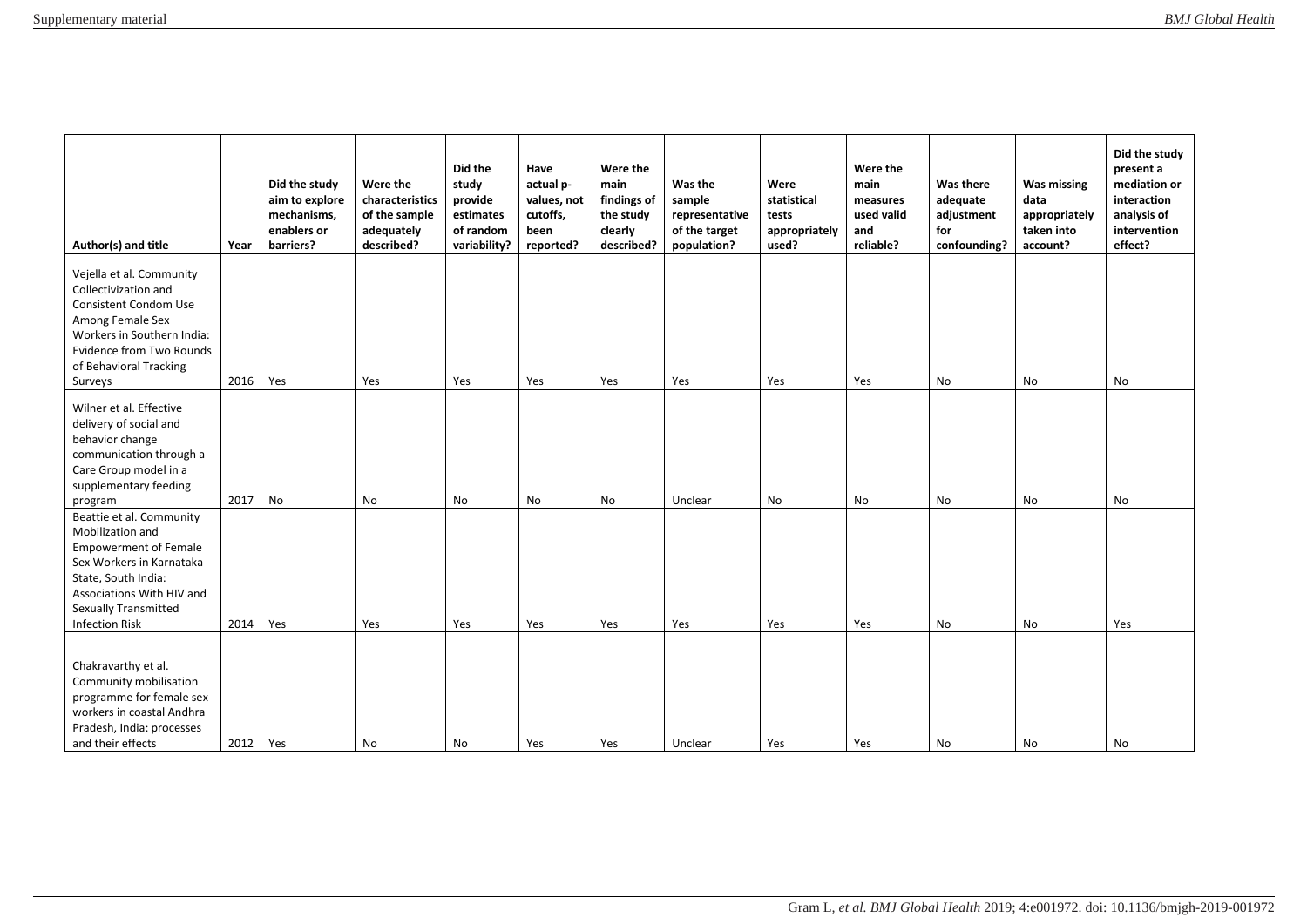| Author(s) and title | Year | Did the study aim to explore mechanisms, enablers or barriers? | Were the characteristics of the sample adequately described? | Did the study provide estimates of random variability? | Have actual p-values, not cutoffs, been reported? | Were the main findings of the study clearly described? | Was the sample representative of the target population? | Were statistical tests appropriately used? | Were the main measures used valid and reliable? | Was there adequate adjustment for confounding? | Was missing data appropriately taken into account? | Did the study present a mediation or interaction analysis of intervention effect? |
|---|---|---|---|---|---|---|---|---|---|---|---|---|
| Vejella et al. Community Collectivization and Consistent Condom Use Among Female Sex Workers in Southern India: Evidence from Two Rounds of Behavioral Tracking Surveys | 2016 | Yes | Yes | Yes | Yes | Yes | Yes | Yes | Yes | No | No | No |
| Wilner et al. Effective delivery of social and behavior change communication through a Care Group model in a supplementary feeding program | 2017 | No | No | No | No | No | Unclear | No | No | No | No | No |
| Beattie et al. Community Mobilization and Empowerment of Female Sex Workers in Karnataka State, South India: Associations With HIV and Sexually Transmitted Infection Risk | 2014 | Yes | Yes | Yes | Yes | Yes | Yes | Yes | Yes | No | No | Yes |
| Chakravarthy et al. Community mobilisation programme for female sex workers in coastal Andhra Pradesh, India: processes and their effects | 2012 | Yes | No | No | Yes | Yes | Unclear | Yes | Yes | No | No | No |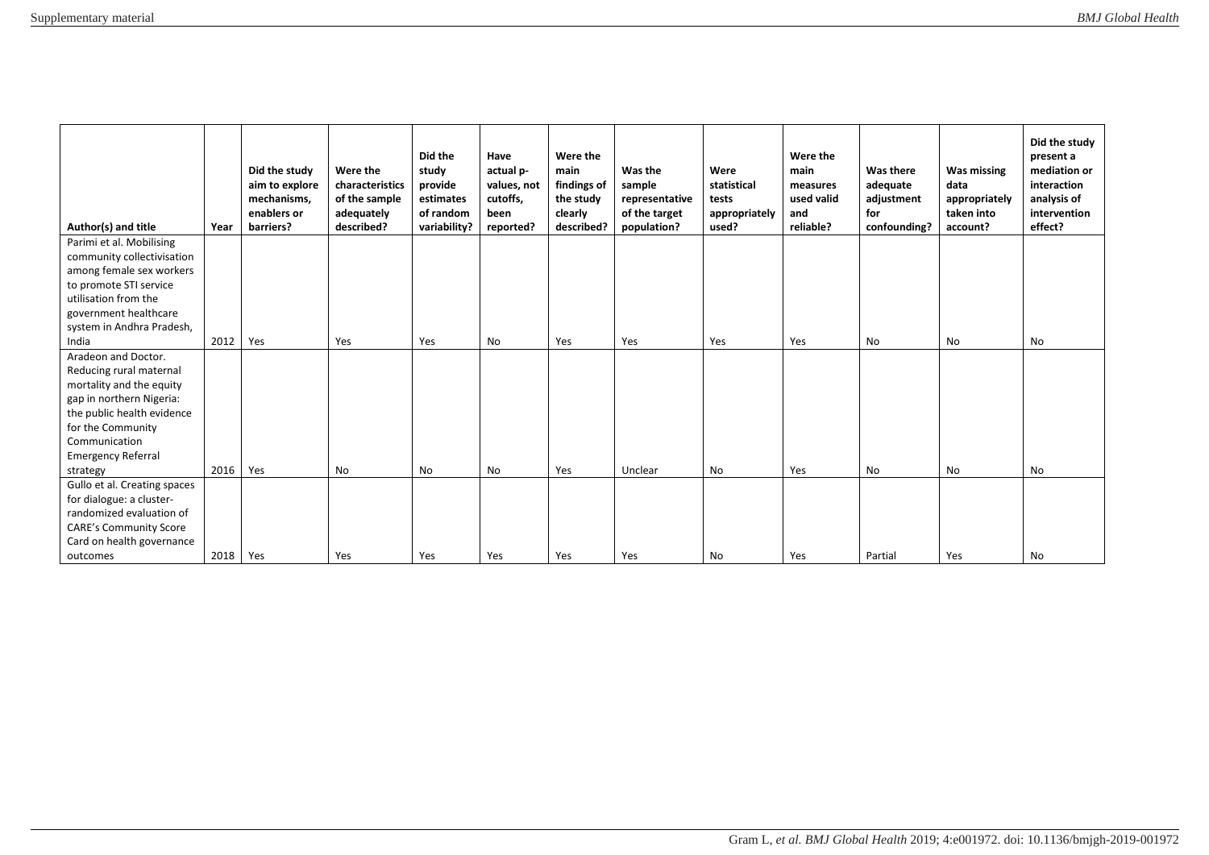| Author(s) and title | Year | Did the study aim to explore mechanisms, enablers or barriers? | Were the characteristics of the sample adequately described? | Did the study provide estimates of random variability? | Have actual p-values, not cutoffs, been reported? | Were the main findings of the study clearly described? | Was the sample representative of the target population? | Were statistical tests appropriately used? | Were the main measures used valid and reliable? | Was there adequate adjustment for confounding? | Was missing data appropriately taken into account? | Did the study present a mediation or interaction analysis of intervention effect? |
|---|---|---|---|---|---|---|---|---|---|---|---|---|
| Parimi et al. Mobilising community collectivisation among female sex workers to promote STI service utilisation from the government healthcare system in Andhra Pradesh, India | 2012 | Yes | Yes | Yes | No | Yes | Yes | Yes | Yes | No | No | No |
| Aradeon and Doctor. Reducing rural maternal mortality and the equity gap in northern Nigeria: the public health evidence for the Community Communication Emergency Referral strategy | 2016 | Yes | No | No | No | Yes | Unclear | No | Yes | No | No | No |
| Gullo et al. Creating spaces for dialogue: a cluster-randomized evaluation of CARE's Community Score Card on health governance outcomes | 2018 | Yes | Yes | Yes | Yes | Yes | Yes | No | Yes | Partial | Yes | No |